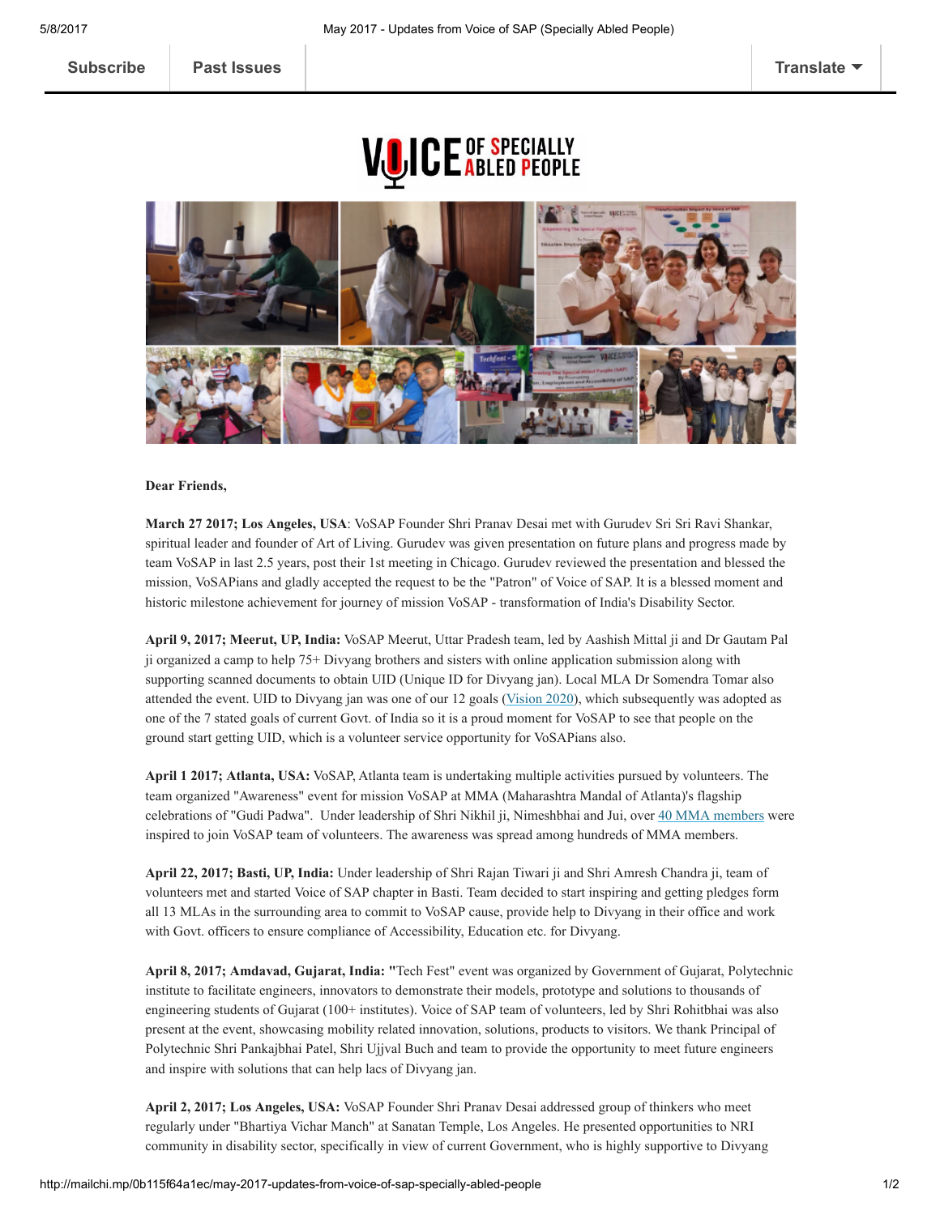Subscribe | Past Issues | Translate

# VOICE OF SPECIALLY ABLED PEOPLE

**Dear Friends,**

**March 27 2017; Los Angeles, USA**: VoSAP Founder Shri Pranav Desai met with Gurudev Sri Sri Ravi Shankar, spiritual leader and founder of Art of Living. Gurudev was given presentation on future plans and progress made by team VoSAP in last 2.5 years, post their 1st meeting in Chicago. Gurudev reviewed the presentation and blessed the mission, VoSAPians and gladly accepted the request to be the "Patron" of Voice of SAP. It is a blessed moment and historic milestone achievement for journey of mission VoSAP - transformation of India's Disability Sector.

**April 9, 2017; Meerut, UP, India:** VoSAP Meerut, Uttar Pradesh team, led by Aashish Mittal ji and Dr Gautam Pal ji organized a camp to help 75+ Divyang brothers and sisters with online application submission along with supporting scanned documents to obtain UID (Unique ID for Divyang jan). Local MLA Dr Somendra Tomar also attended the event. UID to Divyang jan was one of our 12 goals (Vision 2020), which subsequently was adopted as one of the 7 stated goals of current Govt. of India so it is a proud moment for VoSAP to see that people on the ground start getting UID, which is a volunteer service opportunity for VoSAPians also.

**April 1 2017; Atlanta, USA:** VoSAP, Atlanta team is undertaking multiple activities pursued by volunteers. The team organized "Awareness" event for mission VoSAP at MMA (Maharashtra Mandal of Atlanta)'s flagship celebrations of "Gudi Padwa". Under leadership of Shri Nikhil ji, Nimeshbhai and Jui, over 40 MMA members were inspired to join VoSAP team of volunteers. The awareness was spread among hundreds of MMA members.

**April 22, 2017; Basti, UP, India:** Under leadership of Shri Rajan Tiwari ji and Shri Amresh Chandra ji, team of volunteers met and started Voice of SAP chapter in Basti. Team decided to start inspiring and getting pledges form all 13 MLAs in the surrounding area to commit to VoSAP cause, provide help to Divyang in their office and work with Govt. officers to ensure compliance of Accessibility, Education etc. for Divyang.

**April 8, 2017; Amdavad, Gujarat, India:** "Tech Fest" event was organized by Government of Gujarat, Polytechnic institute to facilitate engineers, innovators to demonstrate their models, prototype and solutions to thousands of engineering students of Gujarat (100+ institutes). Voice of SAP team of volunteers, led by Shri Rohitbhai was also present at the event, showcasing mobility related innovation, solutions, products to visitors. We thank Principal of Polytechnic Shri Pankajbhai Patel, Shri Ujjval Buch and team to provide the opportunity to meet future engineers and inspire with solutions that can help lacs of Divyang jan.

**April 2, 2017; Los Angeles, USA:** VoSAP Founder Shri Pranav Desai addressed group of thinkers who meet regularly under "Bhartiya Vichar Manch" at Sanatan Temple, Los Angeles. He presented opportunities to NRI community in disability sector, specifically in view of current Government, who is highly supportive to Divyang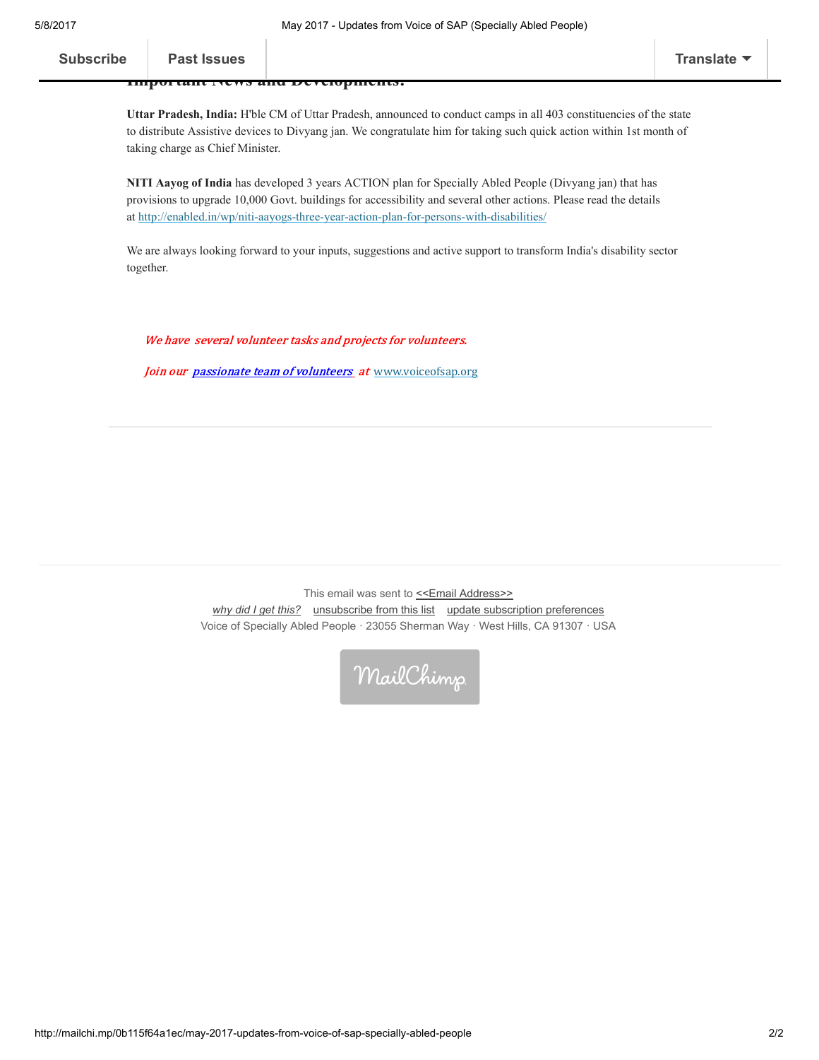## Important News and Developments:

**Uttar Pradesh, India:** H'ble CM of Uttar Pradesh, announced to conduct camps in all 403 constituencies of the state to distribute Assistive devices to Divyang jan. We congratulate him for taking such quick action within 1st month of taking charge as Chief Minister.

**NITI Aayog of India** has developed 3 years ACTION plan for Specially Abled People (Divyang jan) that has provisions to upgrade 10,000 Govt. buildings for accessibility and several other actions. Please read the details at http://enabled.in/wp/niti-aayogs-three-year-action-plan-for-persons-with-disabilities/

We are always looking forward to your inputs, suggestions and active support to transform India's disability sector together.

*We have several volunteer tasks and projects for volunteers.*

*Join our* ***passionate team of volunteers*** *at* www.voiceofsap.org

---

This email was sent to <<Email Address>>

*why did I get this?* unsubscribe from this list update subscription preferences

Voice of Specially Abled People · 23055 Sherman Way · West Hills, CA 91307 · USA

MailChimp